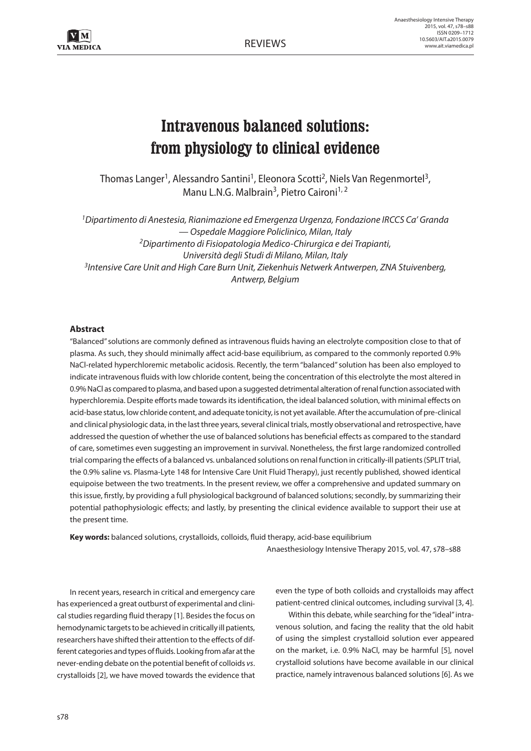REVIEWS

# Intravenous balanced solutions: from physiology to clinical evidence

Thomas Langer[1], Alessandro Santini[1], Eleonora Scotti[2], Niels Van Regenmortel[3], Manu L.N.G. Malbrain[3], Pietro Caironi[1, 2]

*[1]Dipartimento di Anestesia, Rianimazione ed Emergenza Urgenza, Fondazione IRCCS Ca' Granda — Ospedale Maggiore Policlinico, Milan, Italy*
*[2]Dipartimento di Fisiopatologia Medico-Chirurgica e dei Trapianti, Università degli Studi di Milano, Milan, Italy*
*[3]Intensive Care Unit and High Care Burn Unit, Ziekenhuis Netwerk Antwerpen, ZNA Stuivenberg, Antwerp, Belgium*

## Abstract

"Balanced" solutions are commonly defined as intravenous fluids having an electrolyte composition close to that of plasma. As such, they should minimally affect acid-base equilibrium, as compared to the commonly reported 0.9% NaCl-related hyperchloremic metabolic acidosis. Recently, the term "balanced" solution has been also employed to indicate intravenous fluids with low chloride content, being the concentration of this electrolyte the most altered in 0.9% NaCl as compared to plasma, and based upon a suggested detrimental alteration of renal function associated with hyperchloremia. Despite efforts made towards its identification, the ideal balanced solution, with minimal effects on acid-base status, low chloride content, and adequate tonicity, is not yet available. After the accumulation of pre-clinical and clinical physiologic data, in the last three years, several clinical trials, mostly observational and retrospective, have addressed the question of whether the use of balanced solutions has beneficial effects as compared to the standard of care, sometimes even suggesting an improvement in survival. Nonetheless, the first large randomized controlled trial comparing the effects of a balanced vs. unbalanced solutions on renal function in critically-ill patients (SPLIT trial, the 0.9% saline vs. Plasma-Lyte 148 for Intensive Care Unit Fluid Therapy), just recently published, showed identical equipoise between the two treatments. In the present review, we offer a comprehensive and updated summary on this issue, firstly, by providing a full physiological background of balanced solutions; secondly, by summarizing their potential pathophysiologic effects; and lastly, by presenting the clinical evidence available to support their use at the present time.

**Key words:** balanced solutions, crystalloids, colloids, fluid therapy, acid-base equilibrium

Anaesthesiology Intensive Therapy 2015, vol. 47, s78–s88

In recent years, research in critical and emergency care has experienced a great outburst of experimental and clinical studies regarding fluid therapy [1]. Besides the focus on hemodynamic targets to be achieved in critically ill patients, researchers have shifted their attention to the effects of different categories and types of fluids. Looking from afar at the never-ending debate on the potential benefit of colloids *vs*. crystalloids [2], we have moved towards the evidence that even the type of both colloids and crystalloids may affect patient-centred clinical outcomes, including survival [3, 4].

Within this debate, while searching for the "ideal" intravenous solution, and facing the reality that the old habit of using the simplest crystalloid solution ever appeared on the market, i.e. 0.9% NaCl, may be harmful [5], novel crystalloid solutions have become available in our clinical practice, namely intravenous balanced solutions [6]. As we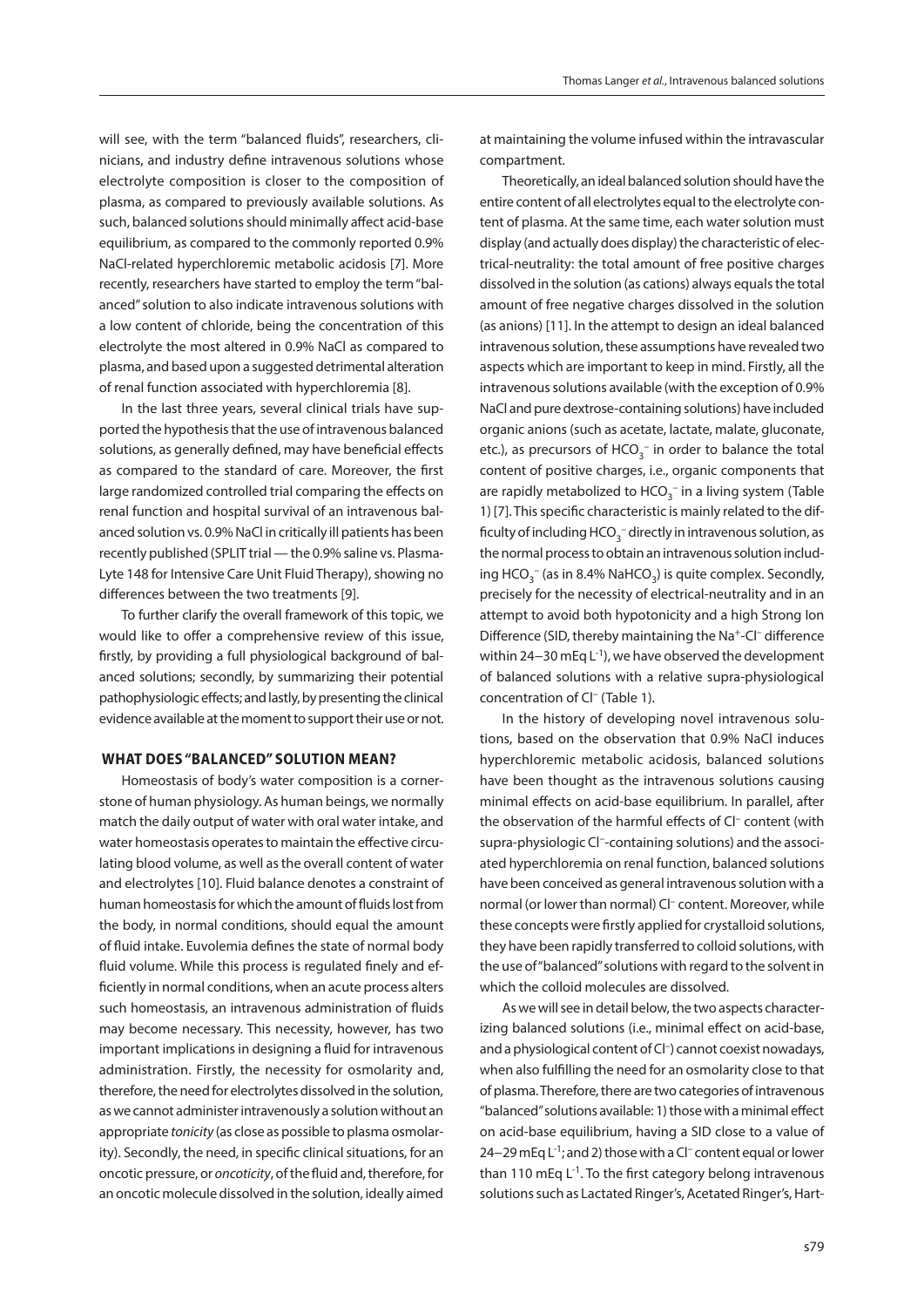will see, with the term "balanced fluids", researchers, clinicians, and industry define intravenous solutions whose electrolyte composition is closer to the composition of plasma, as compared to previously available solutions. As such, balanced solutions should minimally affect acid-base equilibrium, as compared to the commonly reported 0.9% NaCl-related hyperchloremic metabolic acidosis [7]. More recently, researchers have started to employ the term "balanced" solution to also indicate intravenous solutions with a low content of chloride, being the concentration of this electrolyte the most altered in 0.9% NaCl as compared to plasma, and based upon a suggested detrimental alteration of renal function associated with hyperchloremia [8].

In the last three years, several clinical trials have supported the hypothesis that the use of intravenous balanced solutions, as generally defined, may have beneficial effects as compared to the standard of care. Moreover, the first large randomized controlled trial comparing the effects on renal function and hospital survival of an intravenous balanced solution vs. 0.9% NaCl in critically ill patients has been recently published (SPLIT trial — the 0.9% saline vs. Plasma-Lyte 148 for Intensive Care Unit Fluid Therapy), showing no differences between the two treatments [9].

To further clarify the overall framework of this topic, we would like to offer a comprehensive review of this issue, firstly, by providing a full physiological background of balanced solutions; secondly, by summarizing their potential pathophysiologic effects; and lastly, by presenting the clinical evidence available at the moment to support their use or not.

## WHAT DOES "BALANCED" SOLUTION MEAN?

Homeostasis of body's water composition is a cornerstone of human physiology. As human beings, we normally match the daily output of water with oral water intake, and water homeostasis operates to maintain the effective circulating blood volume, as well as the overall content of water and electrolytes [10]. Fluid balance denotes a constraint of human homeostasis for which the amount of fluids lost from the body, in normal conditions, should equal the amount of fluid intake. Euvolemia defines the state of normal body fluid volume. While this process is regulated finely and efficiently in normal conditions, when an acute process alters such homeostasis, an intravenous administration of fluids may become necessary. This necessity, however, has two important implications in designing a fluid for intravenous administration. Firstly, the necessity for osmolarity and, therefore, the need for electrolytes dissolved in the solution, as we cannot administer intravenously a solution without an appropriate *tonicity* (as close as possible to plasma osmolarity). Secondly, the need, in specific clinical situations, for an oncotic pressure, or *oncoticity*, of the fluid and, therefore, for an oncotic molecule dissolved in the solution, ideally aimed at maintaining the volume infused within the intravascular compartment.

Theoretically, an ideal balanced solution should have the entire content of all electrolytes equal to the electrolyte content of plasma. At the same time, each water solution must display (and actually does display) the characteristic of electrical-neutrality: the total amount of free positive charges dissolved in the solution (as cations) always equals the total amount of free negative charges dissolved in the solution (as anions) [11]. In the attempt to design an ideal balanced intravenous solution, these assumptions have revealed two aspects which are important to keep in mind. Firstly, all the intravenous solutions available (with the exception of 0.9% NaCl and pure dextrose-containing solutions) have included organic anions (such as acetate, lactate, malate, gluconate, etc.), as precursors of $HCO_3^-$ in order to balance the total content of positive charges, i.e., organic components that are rapidly metabolized to $HCO_3^-$ in a living system (Table 1) [7]. This specific characteristic is mainly related to the difficulty of including $HCO_3^-$ directly in intravenous solution, as the normal process to obtain an intravenous solution including $HCO_3^-$ (as in 8.4% $NaHCO_3$) is quite complex. Secondly, precisely for the necessity of electrical-neutrality and in an attempt to avoid both hypotonicity and a high Strong Ion Difference (SID, thereby maintaining the $Na^+$-$Cl^-$ difference within 24–30 mEq $L^{-1}$), we have observed the development of balanced solutions with a relative supra-physiological concentration of $Cl^-$ (Table 1).

In the history of developing novel intravenous solutions, based on the observation that 0.9% NaCl induces hyperchloremic metabolic acidosis, balanced solutions have been thought as the intravenous solutions causing minimal effects on acid-base equilibrium. In parallel, after the observation of the harmful effects of $Cl^-$ content (with supra-physiologic $Cl^-$-containing solutions) and the associated hyperchloremia on renal function, balanced solutions have been conceived as general intravenous solution with a normal (or lower than normal) $Cl^-$ content. Moreover, while these concepts were firstly applied for crystalloid solutions, they have been rapidly transferred to colloid solutions, with the use of "balanced" solutions with regard to the solvent in which the colloid molecules are dissolved.

As we will see in detail below, the two aspects characterizing balanced solutions (i.e., minimal effect on acid-base, and a physiological content of $Cl^-$) cannot coexist nowadays, when also fulfilling the need for an osmolarity close to that of plasma. Therefore, there are two categories of intravenous "balanced" solutions available: 1) those with a minimal effect on acid-base equilibrium, having a SID close to a value of 24–29 mEq $L^{-1}$; and 2) those with a $Cl^-$ content equal or lower than 110 mEq $L^{-1}$. To the first category belong intravenous solutions such as Lactated Ringer's, Acetated Ringer's, Hart-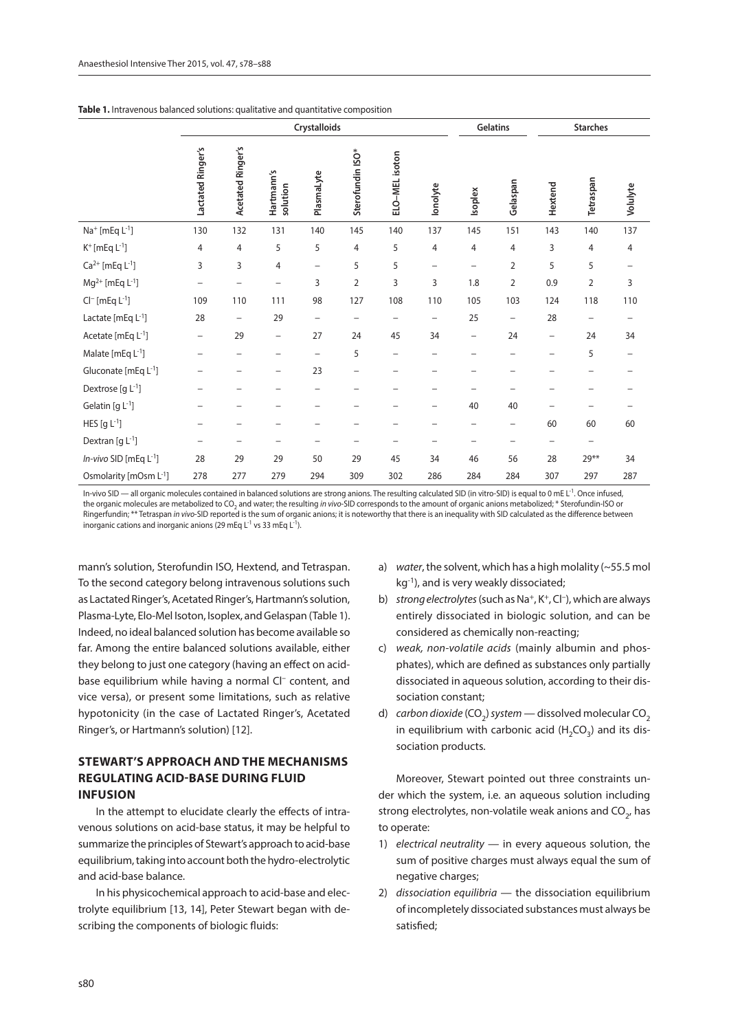**Table 1.** Intravenous balanced solutions: qualitative and quantitative composition

| | Crystalloids | | | | | | | Gelatins | | Starches | | |
|---|---|---|---|---|---|---|---|---|---|---|---|---|
| | Lactated Ringer's | Acetated Ringer's | Hartmann's solution | PlasmaLyte | Sterofundin ISO* | ELO–MEL isoton | Ionolyte | Isoplex | Gelaspan | Hextend | Tetraspan | Volulyte |
| $Na^+$ [mEq $L^{-1}$] | 130 | 132 | 131 | 140 | 145 | 140 | 137 | 145 | 151 | 143 | 140 | 137 |
| $K^+$ [mEq $L^{-1}$] | 4 | 4 | 5 | 5 | 4 | 5 | 4 | 4 | 4 | 3 | 4 | 4 |
| $Ca^{2+}$ [mEq $L^{-1}$] | 3 | 3 | 4 | – | 5 | 5 | – | – | 2 | 5 | 5 | – |
| $Mg^{2+}$ [mEq $L^{-1}$] | – | – | – | 3 | 2 | 3 | 3 | 1.8 | 2 | 0.9 | 2 | 3 |
| $Cl^-$ [mEq $L^{-1}$] | 109 | 110 | 111 | 98 | 127 | 108 | 110 | 105 | 103 | 124 | 118 | 110 |
| Lactate [mEq $L^{-1}$] | 28 | – | 29 | – | – | – | – | 25 | – | 28 | – | – |
| Acetate [mEq $L^{-1}$] | – | 29 | – | 27 | 24 | 45 | 34 | – | 24 | – | 24 | 34 |
| Malate [mEq $L^{-1}$] | – | – | – | – | 5 | – | – | – | – | – | 5 | – |
| Gluconate [mEq $L^{-1}$] | – | – | – | 23 | – | – | – | – | – | – | – | – |
| Dextrose [g $L^{-1}$] | – | – | – | – | – | – | – | – | – | – | – | – |
| Gelatin [g $L^{-1}$] | – | – | – | – | – | – | – | 40 | 40 | – | – | – |
| HES [g $L^{-1}$] | – | – | – | – | – | – | – | – | – | 60 | 60 | 60 |
| Dextran [g $L^{-1}$] | – | – | – | – | – | – | – | – | – | – | – | |
| *In-vivo* SID [mEq $L^{-1}$] | 28 | 29 | 29 | 50 | 29 | 45 | 34 | 46 | 56 | 28 | 29** | 34 |
| Osmolarity [mOsm $L^{-1}$] | 278 | 277 | 279 | 294 | 309 | 302 | 286 | 284 | 284 | 307 | 297 | 287 |

In-vivo SID — all organic molecules contained in balanced solutions are strong anions. The resulting calculated SID (in vitro-SID) is equal to 0 mE $L^{-1}$. Once infused, the organic molecules are metabolized to $CO_2$ and water; the resulting *in vivo*-SID corresponds to the amount of organic anions metabolized; * Sterofundin-ISO or Ringerfundin; ** Tetraspan *in vivo*-SID reported is the sum of organic anions; it is noteworthy that there is an inequality with SID calculated as the difference between inorganic cations and inorganic anions (29 mEq $L^{-1}$ vs 33 mEq $L^{-1}$).

mann's solution, Sterofundin ISO, Hextend, and Tetraspan. To the second category belong intravenous solutions such as Lactated Ringer's, Acetated Ringer's, Hartmann's solution, Plasma-Lyte, Elo-Mel Isoton, Isoplex, and Gelaspan (Table 1). Indeed, no ideal balanced solution has become available so far. Among the entire balanced solutions available, either they belong to just one category (having an effect on acid-base equilibrium while having a normal $Cl^-$ content, and vice versa), or present some limitations, such as relative hypotonicity (in the case of Lactated Ringer's, Acetated Ringer's, or Hartmann's solution) [12].

## STEWART'S APPROACH AND THE MECHANISMS REGULATING ACID-BASE DURING FLUID INFUSION

In the attempt to elucidate clearly the effects of intravenous solutions on acid-base status, it may be helpful to summarize the principles of Stewart's approach to acid-base equilibrium, taking into account both the hydro-electrolytic and acid-base balance.

In his physicochemical approach to acid-base and electrolyte equilibrium [13, 14], Peter Stewart began with describing the components of biologic fluids:

a) *water*, the solvent, which has a high molality (~55.5 mol $kg^{-1}$), and is very weakly dissociated;
b) *strong electrolytes* (such as $Na^+$, $K^+$, $Cl^-$), which are always entirely dissociated in biologic solution, and can be considered as chemically non-reacting;
c) *weak, non-volatile acids* (mainly albumin and phosphates), which are defined as substances only partially dissociated in aqueous solution, according to their dissociation constant;
d) *carbon dioxide* ($CO_2$) *system* — dissolved molecular $CO_2$ in equilibrium with carbonic acid ($H_2CO_3$) and its dissociation products.

Moreover, Stewart pointed out three constraints under which the system, i.e. an aqueous solution including strong electrolytes, non-volatile weak anions and $CO_2$, has to operate:

1) *electrical neutrality* — in every aqueous solution, the sum of positive charges must always equal the sum of negative charges;
2) *dissociation equilibria* — the dissociation equilibrium of incompletely dissociated substances must always be satisfied;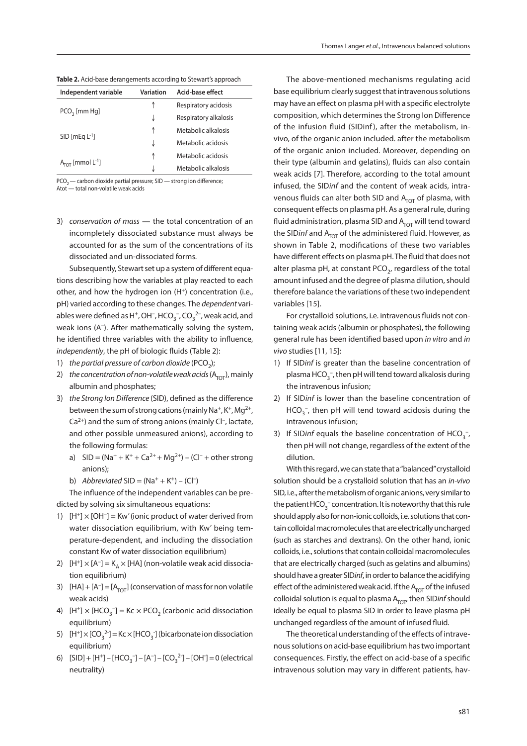**Table 2.** Acid-base derangements according to Stewart's approach

| Independent variable | Variation | Acid-base effect |
|---|---|---|
| $PCO_2$ [mm Hg] | ↑ | Respiratory acidosis |
| | ↓ | Respiratory alkalosis |
| SID [mEq $L^{-1}$] | ↑ | Metabolic alkalosis |
| | ↓ | Metabolic acidosis |
| $A_{TOT}$ [mmol $L^{-1}$] | ↑ | Metabolic acidosis |
| | ↓ | Metabolic alkalosis |

$PCO_2$ — carbon dioxide partial pressure; SID — strong ion difference; Atot — total non-volatile weak acids

3) *conservation of mass* — the total concentration of an incompletely dissociated substance must always be accounted for as the sum of the concentrations of its dissociated and un-dissociated forms.

Subsequently, Stewart set up a system of different equations describing how the variables at play reacted to each other, and how the hydrogen ion ($H^+$) concentration (i.e., pH) varied according to these changes. The *dependent* variables were defined as $H^+$, $OH^-$, $HCO_3^-$, $CO_3^{2-}$, weak acid, and weak ions ($A^-$). After mathematically solving the system, he identified three variables with the ability to influence, *independently*, the pH of biologic fluids (Table 2):

1) *the partial pressure of carbon dioxide* ($PCO_2$);
2) *the concentration of non-volatile weak acids* ($A_{TOT}$), mainly albumin and phosphates;
3) *the Strong Ion Difference* (SID), defined as the difference between the sum of strong cations (mainly $Na^+$, $K^+$, $Mg^{2+}$, $Ca^{2+}$) and the sum of strong anions (mainly $Cl^-$, lactate, and other possible unmeasured anions), according to the following formulas:
   a) $SID = (Na^+ + K^+ + Ca^{2+} + Mg^{2+}) - (Cl^- + \text{other strong anions})$;
   b) *Abbreviated* $SID = (Na^+ + K^+) - (Cl^-)$

The influence of the independent variables can be predicted by solving six simultaneous equations:

1) $[H^+] \times [OH^-] = Kw'$ (ionic product of water derived from water dissociation equilibrium, with Kw' being temperature-dependent, and including the dissociation constant Kw of water dissociation equilibrium)
2) $[H^+] \times [A^-] = K_A \times [HA]$ (non-volatile weak acid dissociation equilibrium)
3) $[HA] + [A^-] = [A_{TOT}]$ (conservation of mass for non volatile weak acids)
4) $[H^+] \times [HCO_3^-] = Kc \times PCO_2$ (carbonic acid dissociation equilibrium)
5) $[H^+] \times [CO_3^{2-}] = Kc \times [HCO_3^-]$ (bicarbonate ion dissociation equilibrium)
6) $[SID] + [H^+] - [HCO_3^-] - [A^-] - [CO_3^{2-}] - [OH^-] = 0$ (electrical neutrality)

The above-mentioned mechanisms regulating acid base equilibrium clearly suggest that intravenous solutions may have an effect on plasma pH with a specific electrolyte composition, which determines the Strong Ion Difference of the infusion fluid (SIDinf), after the metabolism, in-vivo, of the organic anion included. after the metabolism of the organic anion included. Moreover, depending on their type (albumin and gelatins), fluids can also contain weak acids [7]. Therefore, according to the total amount infused, the SID*inf* and the content of weak acids, intravenous fluids can alter both SID and $A_{TOT}$ of plasma, with consequent effects on plasma pH. As a general rule, during fluid administration, plasma SID and $A_{TOT}$ will tend toward the SID*inf* and $A_{TOT}$ of the administered fluid. However, as shown in Table 2, modifications of these two variables have different effects on plasma pH. The fluid that does not alter plasma pH, at constant $PCO_2$, regardless of the total amount infused and the degree of plasma dilution, should therefore balance the variations of these two independent variables [15].

For crystalloid solutions, i.e. intravenous fluids not containing weak acids (albumin or phosphates), the following general rule has been identified based upon *in vitro* and *in vivo* studies [11, 15]:

1) If SID*inf* is greater than the baseline concentration of plasma $HCO_3^-$, then pH will tend toward alkalosis during the intravenous infusion;
2) If SID*inf* is lower than the baseline concentration of $HCO_3^-$, then pH will tend toward acidosis during the intravenous infusion;
3) If SID*inf* equals the baseline concentration of $HCO_3^-$, then pH will not change, regardless of the extent of the dilution.

With this regard, we can state that a "balanced" crystalloid solution should be a crystalloid solution that has an *in-vivo* SID, i.e., after the metabolism of organic anions, very similar to the patient $HCO_3^-$ concentration. It is noteworthy that this rule should apply also for non-ionic colloids, i.e. solutions that contain colloidal macromolecules that are electrically uncharged (such as starches and dextrans). On the other hand, ionic colloids, i.e., solutions that contain colloidal macromolecules that are electrically charged (such as gelatins and albumins) should have a greater SID*inf*, in order to balance the acidifying effect of the administered weak acid. If the $A_{TOT}$ of the infused colloidal solution is equal to plasma $A_{TOT}$, then SID*inf* should ideally be equal to plasma SID in order to leave plasma pH unchanged regardless of the amount of infused fluid.

The theoretical understanding of the effects of intravenous solutions on acid-base equilibrium has two important consequences. Firstly, the effect on acid-base of a specific intravenous solution may vary in different patients, hav-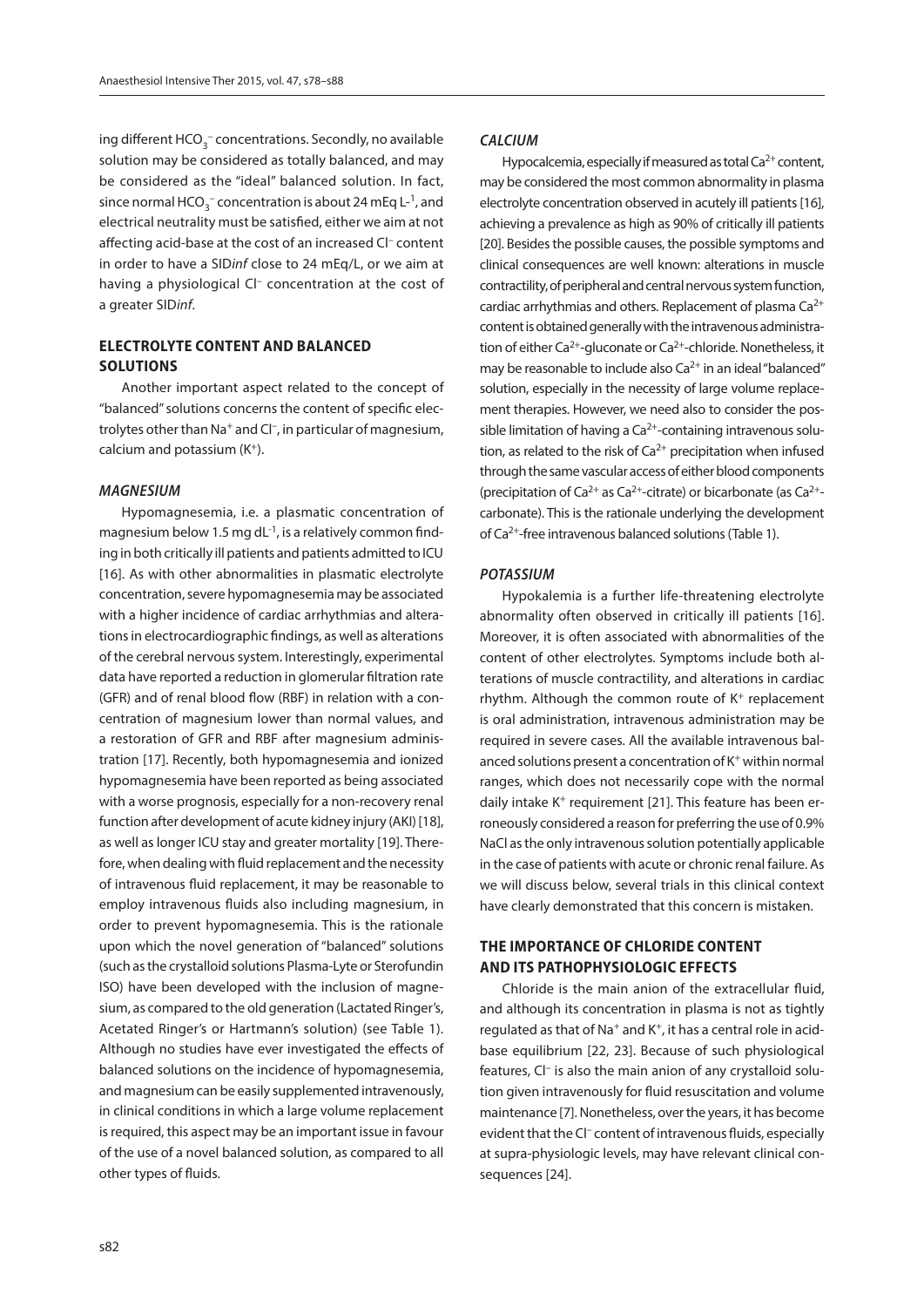ing different $HCO_3^-$ concentrations. Secondly, no available solution may be considered as totally balanced, and may be considered as the "ideal" balanced solution. In fact, since normal $HCO_3^-$ concentration is about 24 mEq $L^{-1}$, and electrical neutrality must be satisfied, either we aim at not affecting acid-base at the cost of an increased $Cl^-$ content in order to have a SID*inf* close to 24 mEq/L, or we aim at having a physiological $Cl^-$ concentration at the cost of a greater SID*inf*.

## ELECTROLYTE CONTENT AND BALANCED SOLUTIONS

Another important aspect related to the concept of "balanced" solutions concerns the content of specific electrolytes other than $Na^+$ and $Cl^-$, in particular of magnesium, calcium and potassium ($K^+$).

### *MAGNESIUM*

Hypomagnesemia, i.e. a plasmatic concentration of magnesium below 1.5 mg $dL^{-1}$, is a relatively common finding in both critically ill patients and patients admitted to ICU [16]. As with other abnormalities in plasmatic electrolyte concentration, severe hypomagnesemia may be associated with a higher incidence of cardiac arrhythmias and alterations in electrocardiographic findings, as well as alterations of the cerebral nervous system. Interestingly, experimental data have reported a reduction in glomerular filtration rate (GFR) and of renal blood flow (RBF) in relation with a concentration of magnesium lower than normal values, and a restoration of GFR and RBF after magnesium administration [17]. Recently, both hypomagnesemia and ionized hypomagnesemia have been reported as being associated with a worse prognosis, especially for a non-recovery renal function after development of acute kidney injury (AKI) [18], as well as longer ICU stay and greater mortality [19]. Therefore, when dealing with fluid replacement and the necessity of intravenous fluid replacement, it may be reasonable to employ intravenous fluids also including magnesium, in order to prevent hypomagnesemia. This is the rationale upon which the novel generation of "balanced" solutions (such as the crystalloid solutions Plasma-Lyte or Sterofundin ISO) have been developed with the inclusion of magnesium, as compared to the old generation (Lactated Ringer's, Acetated Ringer's or Hartmann's solution) (see Table 1). Although no studies have ever investigated the effects of balanced solutions on the incidence of hypomagnesemia, and magnesium can be easily supplemented intravenously, in clinical conditions in which a large volume replacement is required, this aspect may be an important issue in favour of the use of a novel balanced solution, as compared to all other types of fluids.

### *CALCIUM*

Hypocalcemia, especially if measured as total $Ca^{2+}$ content, may be considered the most common abnormality in plasma electrolyte concentration observed in acutely ill patients [16], achieving a prevalence as high as 90% of critically ill patients [20]. Besides the possible causes, the possible symptoms and clinical consequences are well known: alterations in muscle contractility, of peripheral and central nervous system function, cardiac arrhythmias and others. Replacement of plasma $Ca^{2+}$ content is obtained generally with the intravenous administration of either $Ca^{2+}$-gluconate or $Ca^{2+}$-chloride. Nonetheless, it may be reasonable to include also $Ca^{2+}$ in an ideal "balanced" solution, especially in the necessity of large volume replacement therapies. However, we need also to consider the possible limitation of having a $Ca^{2+}$-containing intravenous solution, as related to the risk of $Ca^{2+}$ precipitation when infused through the same vascular access of either blood components (precipitation of $Ca^{2+}$ as $Ca^{2+}$-citrate) or bicarbonate (as $Ca^{2+}$-carbonate). This is the rationale underlying the development of $Ca^{2+}$-free intravenous balanced solutions (Table 1).

### *POTASSIUM*

Hypokalemia is a further life-threatening electrolyte abnormality often observed in critically ill patients [16]. Moreover, it is often associated with abnormalities of the content of other electrolytes. Symptoms include both alterations of muscle contractility, and alterations in cardiac rhythm. Although the common route of $K^+$ replacement is oral administration, intravenous administration may be required in severe cases. All the available intravenous balanced solutions present a concentration of $K^+$ within normal ranges, which does not necessarily cope with the normal daily intake $K^+$ requirement [21]. This feature has been erroneously considered a reason for preferring the use of 0.9% NaCl as the only intravenous solution potentially applicable in the case of patients with acute or chronic renal failure. As we will discuss below, several trials in this clinical context have clearly demonstrated that this concern is mistaken.

## THE IMPORTANCE OF CHLORIDE CONTENT AND ITS PATHOPHYSIOLOGIC EFFECTS

Chloride is the main anion of the extracellular fluid, and although its concentration in plasma is not as tightly regulated as that of $Na^+$ and $K^+$, it has a central role in acid-base equilibrium [22, 23]. Because of such physiological features, $Cl^-$ is also the main anion of any crystalloid solution given intravenously for fluid resuscitation and volume maintenance [7]. Nonetheless, over the years, it has become evident that the $Cl^-$ content of intravenous fluids, especially at supra-physiologic levels, may have relevant clinical consequences [24].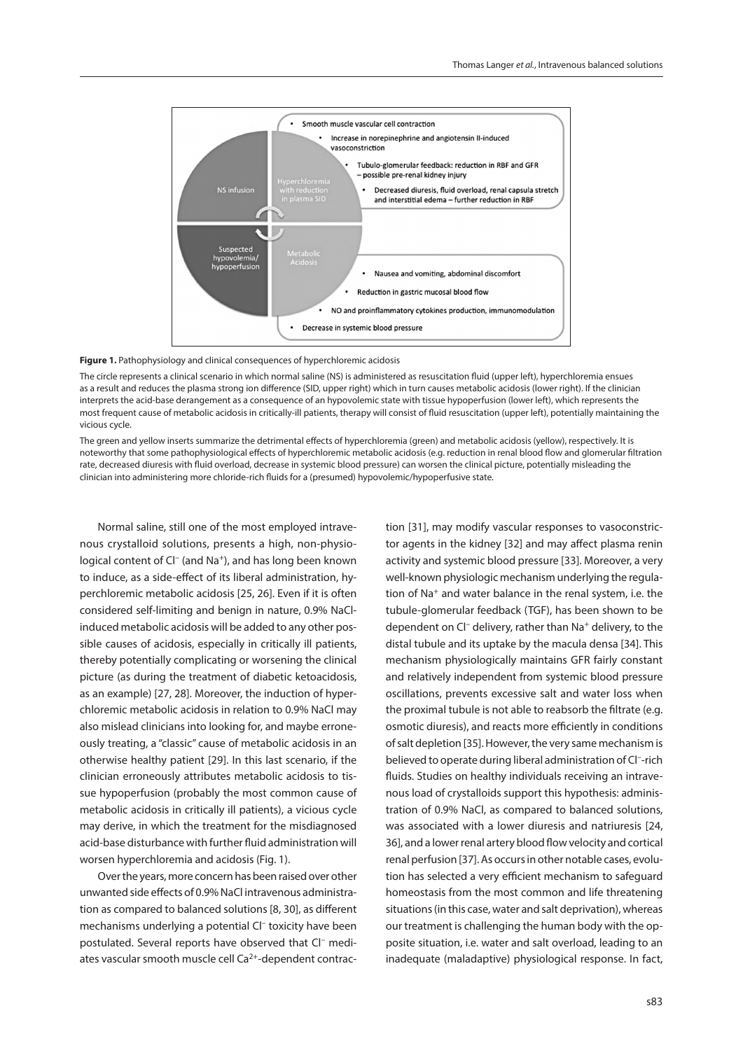- Smooth muscle vascular cell contraction
- Increase in norepinephrine and angiotensin II-induced vasoconstriction
- Tubulo-glomerular feedback: reduction in RBF and GFR – possible pre-renal kidney injury
- Decreased diuresis, fluid overload, renal capsula stretch and interstitial edema – further reduction in RBF

NS infusion

Hyperchloremia with reduction in plasma SID

Suspected hypovolemia/ hypoperfusion

Metabolic Acidosis

- Nausea and vomiting, abdominal discomfort
- Reduction in gastric mucosal blood flow
- NO and proinflammatory cytokines production, immunomodulation
- Decrease in systemic blood pressure

**Figure 1.** Pathophysiology and clinical consequences of hyperchloremic acidosis

The circle represents a clinical scenario in which normal saline (NS) is administered as resuscitation fluid (upper left), hyperchloremia ensues as a result and reduces the plasma strong ion difference (SID, upper right) which in turn causes metabolic acidosis (lower right). If the clinician interprets the acid-base derangement as a consequence of an hypovolemic state with tissue hypoperfusion (lower left), which represents the most frequent cause of metabolic acidosis in critically-ill patients, therapy will consist of fluid resuscitation (upper left), potentially maintaining the vicious cycle.

The green and yellow inserts summarize the detrimental effects of hyperchloremia (green) and metabolic acidosis (yellow), respectively. It is noteworthy that some pathophysiological effects of hyperchloremic metabolic acidosis (e.g. reduction in renal blood flow and glomerular filtration rate, decreased diuresis with fluid overload, decrease in systemic blood pressure) can worsen the clinical picture, potentially misleading the clinician into administering more chloride-rich fluids for a (presumed) hypovolemic/hypoperfusive state.

Normal saline, still one of the most employed intravenous crystalloid solutions, presents a high, non-physiological content of $Cl^-$ (and $Na^+$), and has long been known to induce, as a side-effect of its liberal administration, hyperchloremic metabolic acidosis [25, 26]. Even if it is often considered self-limiting and benign in nature, 0.9% NaCl-induced metabolic acidosis will be added to any other possible causes of acidosis, especially in critically ill patients, thereby potentially complicating or worsening the clinical picture (as during the treatment of diabetic ketoacidosis, as an example) [27, 28]. Moreover, the induction of hyperchloremic metabolic acidosis in relation to 0.9% NaCl may also mislead clinicians into looking for, and maybe erroneously treating, a "classic" cause of metabolic acidosis in an otherwise healthy patient [29]. In this last scenario, if the clinician erroneously attributes metabolic acidosis to tissue hypoperfusion (probably the most common cause of metabolic acidosis in critically ill patients), a vicious cycle may derive, in which the treatment for the misdiagnosed acid-base disturbance with further fluid administration will worsen hyperchloremia and acidosis (Fig. 1).

Over the years, more concern has been raised over other unwanted side effects of 0.9% NaCl intravenous administration as compared to balanced solutions [8, 30], as different mechanisms underlying a potential $Cl^-$ toxicity have been postulated. Several reports have observed that $Cl^-$ mediates vascular smooth muscle cell $Ca^{2+}$-dependent contraction [31], may modify vascular responses to vasoconstrictor agents in the kidney [32] and may affect plasma renin activity and systemic blood pressure [33]. Moreover, a very well-known physiologic mechanism underlying the regulation of $Na^+$ and water balance in the renal system, i.e. the tubule-glomerular feedback (TGF), has been shown to be dependent on $Cl^-$ delivery, rather than $Na^+$ delivery, to the distal tubule and its uptake by the macula densa [34]. This mechanism physiologically maintains GFR fairly constant and relatively independent from systemic blood pressure oscillations, prevents excessive salt and water loss when the proximal tubule is not able to reabsorb the filtrate (e.g. osmotic diuresis), and reacts more efficiently in conditions of salt depletion [35]. However, the very same mechanism is believed to operate during liberal administration of $Cl^-$-rich fluids. Studies on healthy individuals receiving an intravenous load of crystalloids support this hypothesis: administration of 0.9% NaCl, as compared to balanced solutions, was associated with a lower diuresis and natriuresis [24, 36], and a lower renal artery blood flow velocity and cortical renal perfusion [37]. As occurs in other notable cases, evolution has selected a very efficient mechanism to safeguard homeostasis from the most common and life threatening situations (in this case, water and salt deprivation), whereas our treatment is challenging the human body with the opposite situation, i.e. water and salt overload, leading to an inadequate (maladaptive) physiological response. In fact,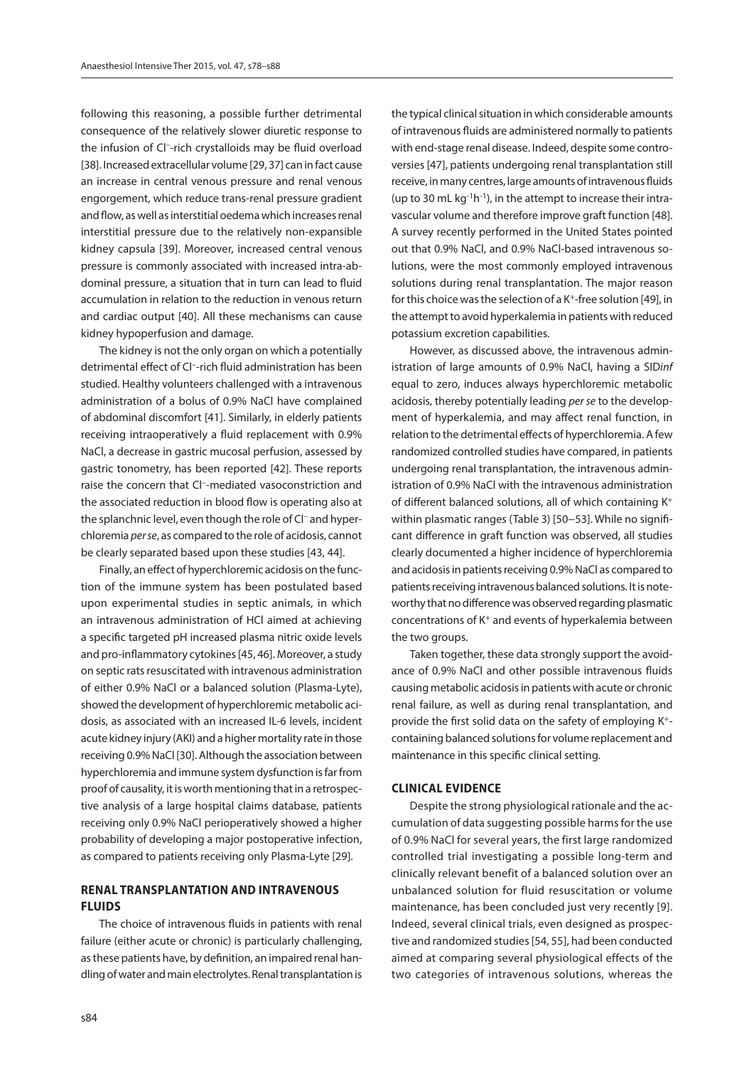following this reasoning, a possible further detrimental consequence of the relatively slower diuretic response to the infusion of $Cl^-$-rich crystalloids may be fluid overload [38]. Increased extracellular volume [29, 37] can in fact cause an increase in central venous pressure and renal venous engorgement, which reduce trans-renal pressure gradient and flow, as well as interstitial oedema which increases renal interstitial pressure due to the relatively non-expansible kidney capsula [39]. Moreover, increased central venous pressure is commonly associated with increased intra-abdominal pressure, a situation that in turn can lead to fluid accumulation in relation to the reduction in venous return and cardiac output [40]. All these mechanisms can cause kidney hypoperfusion and damage.

The kidney is not the only organ on which a potentially detrimental effect of $Cl^-$-rich fluid administration has been studied. Healthy volunteers challenged with a intravenous administration of a bolus of 0.9% NaCl have complained of abdominal discomfort [41]. Similarly, in elderly patients receiving intraoperatively a fluid replacement with 0.9% NaCl, a decrease in gastric mucosal perfusion, assessed by gastric tonometry, has been reported [42]. These reports raise the concern that $Cl^-$-mediated vasoconstriction and the associated reduction in blood flow is operating also at the splanchnic level, even though the role of $Cl^-$ and hyperchloremia *per se*, as compared to the role of acidosis, cannot be clearly separated based upon these studies [43, 44].

Finally, an effect of hyperchloremic acidosis on the function of the immune system has been postulated based upon experimental studies in septic animals, in which an intravenous administration of HCl aimed at achieving a specific targeted pH increased plasma nitric oxide levels and pro-inflammatory cytokines [45, 46]. Moreover, a study on septic rats resuscitated with intravenous administration of either 0.9% NaCl or a balanced solution (Plasma-Lyte), showed the development of hyperchloremic metabolic acidosis, as associated with an increased IL-6 levels, incident acute kidney injury (AKI) and a higher mortality rate in those receiving 0.9% NaCl [30]. Although the association between hyperchloremia and immune system dysfunction is far from proof of causality, it is worth mentioning that in a retrospective analysis of a large hospital claims database, patients receiving only 0.9% NaCl perioperatively showed a higher probability of developing a major postoperative infection, as compared to patients receiving only Plasma-Lyte [29].

## RENAL TRANSPLANTATION AND INTRAVENOUS FLUIDS

The choice of intravenous fluids in patients with renal failure (either acute or chronic) is particularly challenging, as these patients have, by definition, an impaired renal handling of water and main electrolytes. Renal transplantation is the typical clinical situation in which considerable amounts of intravenous fluids are administered normally to patients with end-stage renal disease. Indeed, despite some controversies [47], patients undergoing renal transplantation still receive, in many centres, large amounts of intravenous fluids (up to 30 mL $kg^{-1}h^{-1}$), in the attempt to increase their intravascular volume and therefore improve graft function [48]. A survey recently performed in the United States pointed out that 0.9% NaCl, and 0.9% NaCl-based intravenous solutions, were the most commonly employed intravenous solutions during renal transplantation. The major reason for this choice was the selection of a $K^+$-free solution [49], in the attempt to avoid hyperkalemia in patients with reduced potassium excretion capabilities.

However, as discussed above, the intravenous administration of large amounts of 0.9% NaCl, having a SID*inf* equal to zero, induces always hyperchloremic metabolic acidosis, thereby potentially leading *per se* to the development of hyperkalemia, and may affect renal function, in relation to the detrimental effects of hyperchloremia. A few randomized controlled studies have compared, in patients undergoing renal transplantation, the intravenous administration of 0.9% NaCl with the intravenous administration of different balanced solutions, all of which containing $K^+$ within plasmatic ranges (Table 3) [50–53]. While no significant difference in graft function was observed, all studies clearly documented a higher incidence of hyperchloremia and acidosis in patients receiving 0.9% NaCl as compared to patients receiving intravenous balanced solutions. It is noteworthy that no difference was observed regarding plasmatic concentrations of $K^+$ and events of hyperkalemia between the two groups.

Taken together, these data strongly support the avoidance of 0.9% NaCl and other possible intravenous fluids causing metabolic acidosis in patients with acute or chronic renal failure, as well as during renal transplantation, and provide the first solid data on the safety of employing $K^+$-containing balanced solutions for volume replacement and maintenance in this specific clinical setting.

## CLINICAL EVIDENCE

Despite the strong physiological rationale and the accumulation of data suggesting possible harms for the use of 0.9% NaCl for several years, the first large randomized controlled trial investigating a possible long-term and clinically relevant benefit of a balanced solution over an unbalanced solution for fluid resuscitation or volume maintenance, has been concluded just very recently [9]. Indeed, several clinical trials, even designed as prospective and randomized studies [54, 55], had been conducted aimed at comparing several physiological effects of the two categories of intravenous solutions, whereas the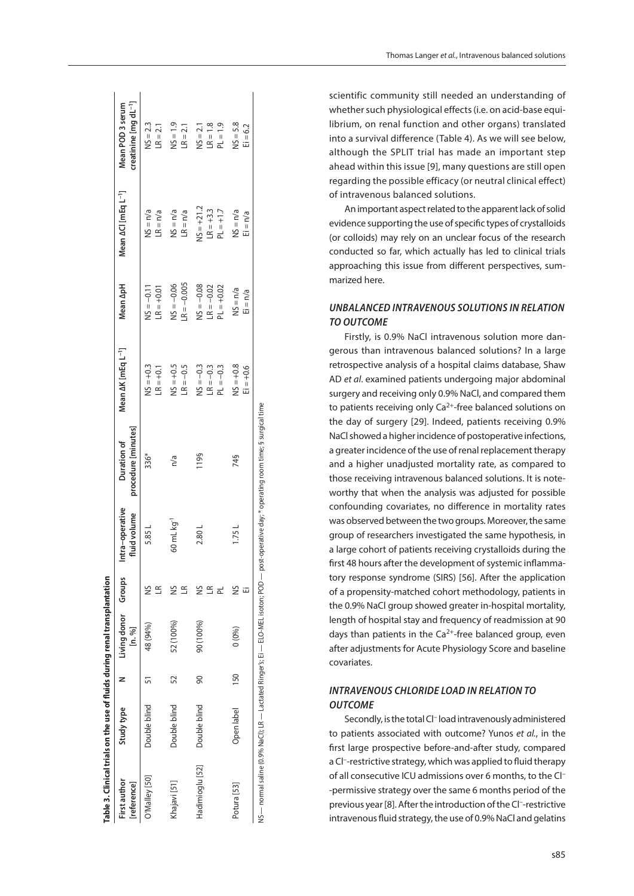**Table 3. Clinical trials on the use of fluids during renal transplantation**

| First author [reference] | Study type | N | Living donor [n, %] | Groups | Intra-operative fluid volume | Duration of procedure [minutes] | Mean ΔK [mEq L⁻¹] | Mean ΔpH | Mean ΔCl [mEq L⁻¹] | Mean POD 3 serum creatinine [mg dL⁻¹] |
|---|---|---|---|---|---|---|---|---|---|---|
| O'Malley [50] | Double blind | 51 | 48 (94%) | NS<br>LR | 5.85 L | 336* | NS = +0.3<br>LR = +0.1 | NS = −0.11<br>LR = +0.01 | NS = n/a<br>LR = n/a | NS = 2.3<br>LR = 2.1 |
| Khajavi [51] | Double blind | 52 | 52 (100%) | NS<br>LR | 60 mL kg⁻¹ | n/a | NS = +0.5<br>LR = −0.5 | NS = −0.06<br>LR = −0.005 | NS = n/a<br>LR = n/a | NS = 1.9<br>LR = 2.1 |
| Hadimioglu [52] | Double blind | 90 | 90 (100%) | NS<br>LR<br>PL | 2.80 L | 119§ | NS = −0.3<br>LR = −0.3<br>PL = −0.3 | NS = −0.08<br>LR = −0.02<br>PL = +0.02 | NS = +21.2<br>LR = +3.3<br>PL = +1.7 | NS = 2.1<br>LR = 1.8<br>PL = 1.9 |
| Potura [53] | Open label | 150 | 0 (0%) | NS<br>Ei | 1.75 L | 74§ | NS = +0.8<br>Ei = +0.6 | NS = n/a<br>Ei = n/a | NS = n/a<br>Ei = n/a | NS = 5.8<br>Ei = 6.2 |

NS — normal saline (0.9% NaCl); LR — Lactated Ringer's; EI — ELO-MEL isoton; POD — post-operative day; * operating room time; § surgical time

scientific community still needed an understanding of whether such physiological effects (i.e. on acid-base equilibrium, on renal function and other organs) translated into a survival difference (Table 4). As we will see below, although the SPLIT trial has made an important step ahead within this issue [9], many questions are still open regarding the possible efficacy (or neutral clinical effect) of intravenous balanced solutions.

An important aspect related to the apparent lack of solid evidence supporting the use of specific types of crystalloids (or colloids) may rely on an unclear focus of the research conducted so far, which actually has led to clinical trials approaching this issue from different perspectives, summarized here.

### *UNBALANCED INTRAVENOUS SOLUTIONS IN RELATION TO OUTCOME*

Firstly, is 0.9% NaCl intravenous solution more dangerous than intravenous balanced solutions? In a large retrospective analysis of a hospital claims database, Shaw AD *et al*. examined patients undergoing major abdominal surgery and receiving only 0.9% NaCl, and compared them to patients receiving only $Ca^{2+}$-free balanced solutions on the day of surgery [29]. Indeed, patients receiving 0.9% NaCl showed a higher incidence of postoperative infections, a greater incidence of the use of renal replacement therapy and a higher unadjusted mortality rate, as compared to those receiving intravenous balanced solutions. It is noteworthy that when the analysis was adjusted for possible confounding covariates, no difference in mortality rates was observed between the two groups. Moreover, the same group of researchers investigated the same hypothesis, in a large cohort of patients receiving crystalloids during the first 48 hours after the development of systemic inflammatory response syndrome (SIRS) [56]. After the application of a propensity-matched cohort methodology, patients in the 0.9% NaCl group showed greater in-hospital mortality, length of hospital stay and frequency of readmission at 90 days than patients in the $Ca^{2+}$-free balanced group, even after adjustments for Acute Physiology Score and baseline covariates.

### *INTRAVENOUS CHLORIDE LOAD IN RELATION TO OUTCOME*

Secondly, is the total $Cl^-$ load intravenously administered to patients associated with outcome? Yunos *et al*., in the first large prospective before-and-after study, compared a $Cl^-$-restrictive strategy, which was applied to fluid therapy of all consecutive ICU admissions over 6 months, to the $Cl^-$-permissive strategy over the same 6 months period of the previous year [8]. After the introduction of the $Cl^-$-restrictive intravenous fluid strategy, the use of 0.9% NaCl and gelatins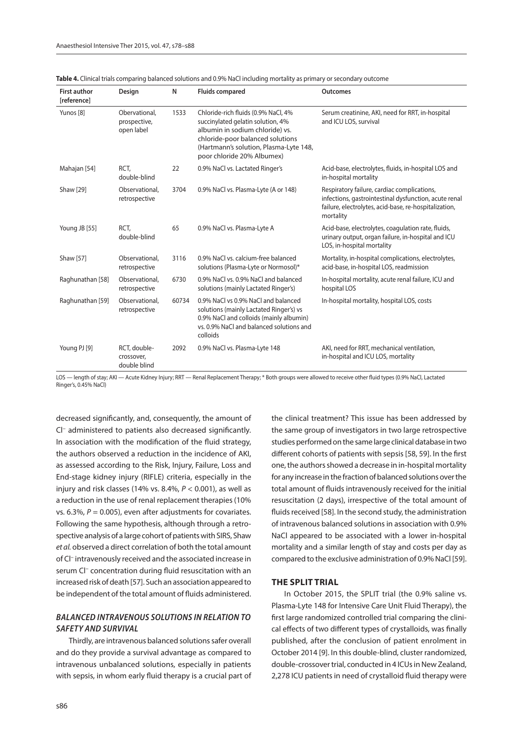**Table 4.** Clinical trials comparing balanced solutions and 0.9% NaCl including mortality as primary or secondary outcome

| First author [reference] | Design | N | Fluids compared | Outcomes |
|---|---|---|---|---|
| Yunos [8] | Obervational, prospective, open label | 1533 | Chloride-rich fluids (0.9% NaCl, 4% succinylated gelatin solution, 4% albumin in sodium chloride) vs. chloride-poor balanced solutions (Hartmann's solution, Plasma-Lyte 148, poor chloride 20% Albumex) | Serum creatinine, AKI, need for RRT, in-hospital and ICU LOS, survival |
| Mahajan [54] | RCT, double-blind | 22 | 0.9% NaCl vs. Lactated Ringer's | Acid-base, electrolytes, fluids, in-hospital LOS and in-hospital mortality |
| Shaw [29] | Observational, retrospective | 3704 | 0.9% NaCl vs. Plasma-Lyte (A or 148) | Respiratory failure, cardiac complications, infections, gastrointestinal dysfunction, acute renal failure, electrolytes, acid-base, re-hospitalization, mortality |
| Young JB [55] | RCT, double-blind | 65 | 0.9% NaCl vs. Plasma-Lyte A | Acid-base, electrolytes, coagulation rate, fluids, urinary output, organ failure, in-hospital and ICU LOS, in-hospital mortality |
| Shaw [57] | Observational, retrospective | 3116 | 0.9% NaCl vs. calcium-free balanced solutions (Plasma-Lyte or Normosol)* | Mortality, in-hospital complications, electrolytes, acid-base, in-hospital LOS, readmission |
| Raghunathan [58] | Observational, retrospective | 6730 | 0.9% NaCl vs. 0.9% NaCl and balanced solutions (mainly Lactated Ringer's) | In-hospital mortality, acute renal failure, ICU and hospital LOS |
| Raghunathan [59] | Observational, retrospective | 60734 | 0.9% NaCl vs 0.9% NaCl and balanced solutions (mainly Lactated Ringer's) vs 0.9% NaCl and colloids (mainly albumin) vs. 0.9% NaCl and balanced solutions and colloids | In-hospital mortality, hospital LOS, costs |
| Young PJ [9] | RCT, double-crossover, double blind | 2092 | 0.9% NaCl vs. Plasma-Lyte 148 | AKI, need for RRT, mechanical ventilation, in-hospital and ICU LOS, mortality |

LOS — length of stay; AKI — Acute Kidney Injury; RRT — Renal Replacement Therapy; * Both groups were allowed to receive other fluid types (0.9% NaCl, Lactated Ringer's, 0.45% NaCl)

decreased significantly, and, consequently, the amount of $Cl^-$ administered to patients also decreased significantly. In association with the modification of the fluid strategy, the authors observed a reduction in the incidence of AKI, as assessed according to the Risk, Injury, Failure, Loss and End-stage kidney injury (RIFLE) criteria, especially in the injury and risk classes (14% vs. 8.4%, $P < 0.001$), as well as a reduction in the use of renal replacement therapies (10% vs. 6.3%, $P = 0.005$), even after adjustments for covariates. Following the same hypothesis, although through a retrospective analysis of a large cohort of patients with SIRS, Shaw *et al.* observed a direct correlation of both the total amount of $Cl^-$ intravenously received and the associated increase in serum $Cl^-$ concentration during fluid resuscitation with an increased risk of death [57]. Such an association appeared to be independent of the total amount of fluids administered.

### *BALANCED INTRAVENOUS SOLUTIONS IN RELATION TO SAFETY AND SURVIVAL*

Thirdly, are intravenous balanced solutions safer overall and do they provide a survival advantage as compared to intravenous unbalanced solutions, especially in patients with sepsis, in whom early fluid therapy is a crucial part of the clinical treatment? This issue has been addressed by the same group of investigators in two large retrospective studies performed on the same large clinical database in two different cohorts of patients with sepsis [58, 59]. In the first one, the authors showed a decrease in in-hospital mortality for any increase in the fraction of balanced solutions over the total amount of fluids intravenously received for the initial resuscitation (2 days), irrespective of the total amount of fluids received [58]. In the second study, the administration of intravenous balanced solutions in association with 0.9% NaCl appeared to be associated with a lower in-hospital mortality and a similar length of stay and costs per day as compared to the exclusive administration of 0.9% NaCl [59].

## THE SPLIT TRIAL

In October 2015, the SPLIT trial (the 0.9% saline vs. Plasma-Lyte 148 for Intensive Care Unit Fluid Therapy), the first large randomized controlled trial comparing the clinical effects of two different types of crystalloids, was finally published, after the conclusion of patient enrolment in October 2014 [9]. In this double-blind, cluster randomized, double-crossover trial, conducted in 4 ICUs in New Zealand, 2,278 ICU patients in need of crystalloid fluid therapy were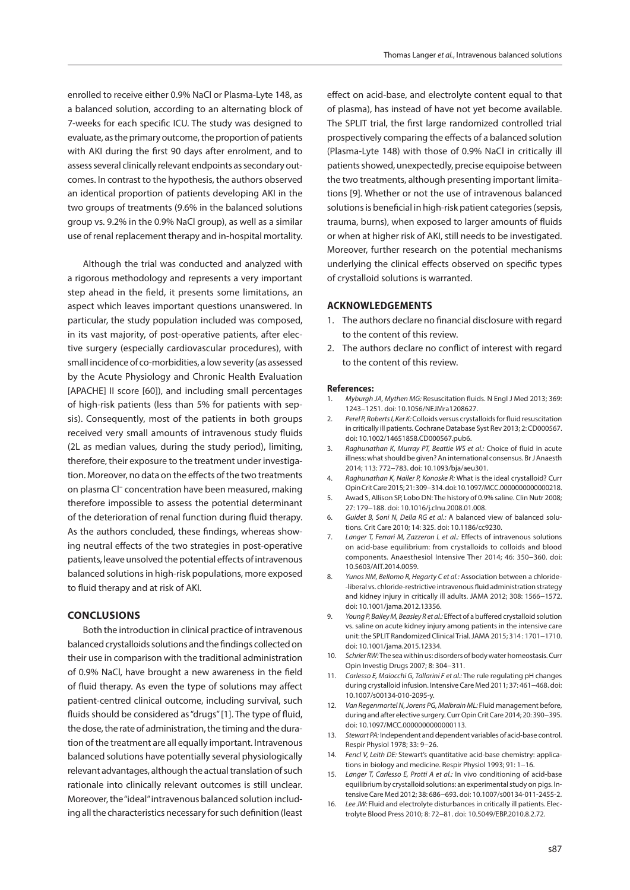enrolled to receive either 0.9% NaCl or Plasma-Lyte 148, as a balanced solution, according to an alternating block of 7-weeks for each specific ICU. The study was designed to evaluate, as the primary outcome, the proportion of patients with AKI during the first 90 days after enrolment, and to assess several clinically relevant endpoints as secondary outcomes. In contrast to the hypothesis, the authors observed an identical proportion of patients developing AKI in the two groups of treatments (9.6% in the balanced solutions group vs. 9.2% in the 0.9% NaCl group), as well as a similar use of renal replacement therapy and in-hospital mortality.

Although the trial was conducted and analyzed with a rigorous methodology and represents a very important step ahead in the field, it presents some limitations, an aspect which leaves important questions unanswered. In particular, the study population included was composed, in its vast majority, of post-operative patients, after elective surgery (especially cardiovascular procedures), with small incidence of co-morbidities, a low severity (as assessed by the Acute Physiology and Chronic Health Evaluation [APACHE] II score [60]), and including small percentages of high-risk patients (less than 5% for patients with sepsis). Consequently, most of the patients in both groups received very small amounts of intravenous study fluids (2L as median values, during the study period), limiting, therefore, their exposure to the treatment under investigation. Moreover, no data on the effects of the two treatments on plasma $Cl^-$ concentration have been measured, making therefore impossible to assess the potential determinant of the deterioration of renal function during fluid therapy. As the authors concluded, these findings, whereas showing neutral effects of the two strategies in post-operative patients, leave unsolved the potential effects of intravenous balanced solutions in high-risk populations, more exposed to fluid therapy and at risk of AKI.

## CONCLUSIONS

Both the introduction in clinical practice of intravenous balanced crystalloids solutions and the findings collected on their use in comparison with the traditional administration of 0.9% NaCl, have brought a new awareness in the field of fluid therapy. As even the type of solutions may affect patient-centred clinical outcome, including survival, such fluids should be considered as "drugs" [1]. The type of fluid, the dose, the rate of administration, the timing and the duration of the treatment are all equally important. Intravenous balanced solutions have potentially several physiologically relevant advantages, although the actual translation of such rationale into clinically relevant outcomes is still unclear. Moreover, the "ideal" intravenous balanced solution including all the characteristics necessary for such definition (least effect on acid-base, and electrolyte content equal to that of plasma), has instead of have not yet become available. The SPLIT trial, the first large randomized controlled trial prospectively comparing the effects of a balanced solution (Plasma-Lyte 148) with those of 0.9% NaCl in critically ill patients showed, unexpectedly, precise equipoise between the two treatments, although presenting important limitations [9]. Whether or not the use of intravenous balanced solutions is beneficial in high-risk patient categories (sepsis, trauma, burns), when exposed to larger amounts of fluids or when at higher risk of AKI, still needs to be investigated. Moreover, further research on the potential mechanisms underlying the clinical effects observed on specific types of crystalloid solutions is warranted.

## ACKNOWLEDGEMENTS

1. The authors declare no financial disclosure with regard to the content of this review.
2. The authors declare no conflict of interest with regard to the content of this review.

**References:**

1. *Myburgh JA, Mythen MG:* Resuscitation fluids. N Engl J Med 2013; 369: 1243–1251. doi: 10.1056/NEJMra1208627.
2. *Perel P, Roberts I, Ker K:* Colloids versus crystalloids for fluid resuscitation in critically ill patients. Cochrane Database Syst Rev 2013; 2: CD000567. doi: 10.1002/14651858.CD000567.pub6.
3. *Raghunathan K, Murray PT, Beattie WS et al.:* Choice of fluid in acute illness: what should be given? An international consensus. Br J Anaesth 2014; 113: 772–783. doi: 10.1093/bja/aeu301.
4. *Raghunathan K, Nailer P, Konoske R:* What is the ideal crystalloid? Curr Opin Crit Care 2015; 21: 309–314. doi: 10.1097/MCC.0000000000000218.
5. Awad S, Allison SP, Lobo DN: The history of 0.9% saline. Clin Nutr 2008; 27: 179–188. doi: 10.1016/j.clnu.2008.01.008.
6. *Guidet B, Soni N, Della RG et al.:* A balanced view of balanced solutions. Crit Care 2010; 14: 325. doi: 10.1186/cc9230.
7. *Langer T, Ferrari M, Zazzeron L et al.:* Effects of intravenous solutions on acid-base equilibrium: from crystalloids to colloids and blood components. Anaesthesiol Intensive Ther 2014; 46: 350–360. doi: 10.5603/AIT.2014.0059.
8. *Yunos NM, Bellomo R, Hegarty C et al.:* Association between a chloride--liberal vs. chloride-restrictive intravenous fluid administration strategy and kidney injury in critically ill adults. JAMA 2012; 308: 1566–1572. doi: 10.1001/jama.2012.13356.
9. *Young P, Bailey M, Beasley R et al.:* Effect of a buffered crystalloid solution vs. saline on acute kidney injury among patients in the intensive care unit: the SPLIT Randomized Clinical Trial. JAMA 2015; 314 : 1701–1710. doi: 10.1001/jama.2015.12334.
10. *Schrier RW:* The sea within us: disorders of body water homeostasis. Curr Opin Investig Drugs 2007; 8: 304–311.
11. *Carlesso E, Maiocchi G, Tallarini F et al.:* The rule regulating pH changes during crystalloid infusion. Intensive Care Med 2011; 37: 461–468. doi: 10.1007/s00134-010-2095-y.
12. *Van Regenmortel N, Jorens PG, Malbrain ML:* Fluid management before, during and after elective surgery. Curr Opin Crit Care 2014; 20: 390–395. doi: 10.1097/MCC.0000000000000113.
13. *Stewart PA:* Independent and dependent variables of acid-base control. Respir Physiol 1978; 33: 9–26.
14. *Fencl V, Leith DE:* Stewart's quantitative acid-base chemistry: applications in biology and medicine. Respir Physiol 1993; 91: 1–16.
15. *Langer T, Carlesso E, Protti A et al.:* In vivo conditioning of acid-base equilibrium by crystalloid solutions: an experimental study on pigs. Intensive Care Med 2012; 38: 686–693. doi: 10.1007/s00134-011-2455-2.
16. *Lee JW:* Fluid and electrolyte disturbances in critically ill patients. Electrolyte Blood Press 2010; 8: 72–81. doi: 10.5049/EBP.2010.8.2.72.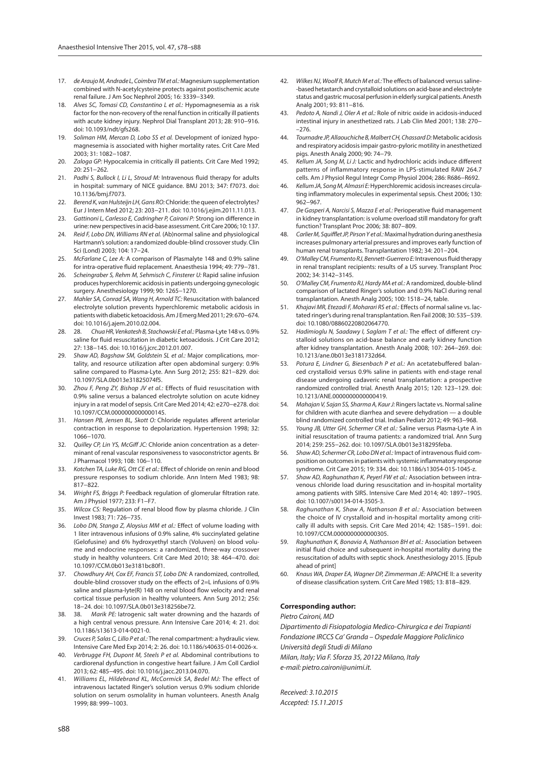17. *de Araujo M, Andrade L, Coimbra TM et al.:* Magnesium supplementation combined with N-acetylcysteine protects against postischemic acute renal failure. J Am Soc Nephrol 2005; 16: 3339–3349.
18. *Alves SC, Tomasi CD, Constantino L et al.:* Hypomagnesemia as a risk factor for the non-recovery of the renal function in critically ill patients with acute kidney injury. Nephrol Dial Transplant 2013; 28: 910–916. doi: 10.1093/ndt/gfs268.
19. *Soliman HM, Mercan D, Lobo SS et al.* Development of ionized hypomagnesemia is associated with higher mortality rates. Crit Care Med 2003; 31: 1082–1087.
20. *Zaloga GP:* Hypocalcemia in critically ill patients. Crit Care Med 1992; 20: 251–262.
21. *Padhi S, Bullock I, Li L, Stroud M:* Intravenous fluid therapy for adults in hospital: summary of NICE guidance. BMJ 2013; 347: f7073. doi: 10.1136/bmj.f7073.
22. *Berend K, van Hulsteijn LH, Gans RO:* Chloride: the queen of electrolytes? Eur J Intern Med 2012; 23: 203–211. doi: 10.1016/j.ejim.2011.11.013.
23. *Gattinoni L, Carlesso E, Cadringher P, Caironi P:* Strong ion difference in urine: new perspectives in acid-base assessment. Crit Care 2006; 10: 137.
24. *Reid F, Lobo DN, Williams RN et al.* (Ab)normal saline and physiological Hartmann's solution: a randomized double-blind crossover study. Clin Sci (Lond) 2003; 104: 17–24.
25. *McFarlane C, Lee A:* A comparison of Plasmalyte 148 and 0.9% saline for intra-operative fluid replacement. Anaesthesia 1994; 49: 779–781.
26. *Scheingraber S, Rehm M, Sehmisch C, Finsterer U:* Rapid saline infusion produces hyperchloremic acidosis in patients undergoing gynecologic surgery. Anesthesiology 1999; 90: 1265–1270.
27. *Mahler SA, Conrad SA, Wang H, Arnold TC:* Resuscitation with balanced electrolyte solution prevents hyperchloremic metabolic acidosis in patients with diabetic ketoacidosis. Am J Emerg Med 2011; 29: 670–674. doi: 10.1016/j.ajem.2010.02.004.
28. 28. *Chua HR, Venkatesh B, Stachowski E et al.:* Plasma-Lyte 148 vs. 0.9% saline for fluid resuscitation in diabetic ketoacidosis. J Crit Care 2012; 27: 138–145. doi: 10.1016/j.jcrc.2012.01.007.
29. *Shaw AD, Bagshaw SM, Goldstein SL et al.:* Major complications, mortality, and resource utilization after open abdominal surgery: 0.9% saline compared to Plasma-Lyte. Ann Surg 2012; 255: 821–829. doi: 10.1097/SLA.0b013e31825074f5.
30. *Zhou F, Peng ZY, Bishop JV et al.:* Effects of fluid resuscitation with 0.9% saline versus a balanced electrolyte solution on acute kidney injury in a rat model of sepsis. Crit Care Med 2014; 42: e270–e278. doi: 10.1097/CCM.0000000000000145.
31. *Hansen PB, Jensen BL, Skott O:* Chloride regulates afferent arteriolar contraction in response to depolarization. Hypertension 1998; 32: 1066–1070.
32. *Quilley CP, Lin YS, McGiff JC:* Chloride anion concentration as a determinant of renal vascular responsiveness to vasoconstrictor agents. Br J Pharmacol 1993; 108: 106–110.
33. *Kotchen TA, Luke RG, Ott CE et al.:* Effect of chloride on renin and blood pressure responses to sodium chloride. Ann Intern Med 1983; 98: 817–822.
34. *Wright FS, Briggs P:* Feedback regulation of glomerular filtration rate. Am J Physiol 1977; 233: F1–F7.
35. *Wilcox CS:* Regulation of renal blood flow by plasma chloride. J Clin Invest 1983; 71: 726–735.
36. *Lobo DN, Stanga Z, Aloysius MM et al.:* Effect of volume loading with 1 liter intravenous infusions of 0.9% saline, 4% succinylated gelatine (Gelofusine) and 6% hydroxyethyl starch (Voluven) on blood volume and endocrine responses: a randomized, three-way crossover study in healthy volunteers. Crit Care Med 2010; 38: 464–470. doi: 10.1097/CCM.0b013e3181bc80f1.
37. *Chowdhury AH, Cox EF, Francis ST, Lobo DN:* A randomized, controlled, double-blind crossover study on the effects of 2=L infusions of 0.9% saline and plasma-lyte(R) 148 on renal blood flow velocity and renal cortical tissue perfusion in healthy volunteers. Ann Surg 2012; 256: 18–24. doi: 10.1097/SLA.0b013e318256be72.
38. 38. *Marik PE:* Iatrogenic salt water drowning and the hazards of a high central venous pressure. Ann Intensive Care 2014; 4: 21. doi: 10.1186/s13613-014-0021-0.
39. *Cruces P, Salas C, Lillo P et al.:* The renal compartment: a hydraulic view. Intensive Care Med Exp 2014; 2: 26. doi: 10.1186/s40635-014-0026-x.
40. *Verbrugge FH, Dupont M, Steels P et al.* Abdominal contributions to cardiorenal dysfunction in congestive heart failure. J Am Coll Cardiol 2013; 62: 485–495. doi: 10.1016/j.jacc.2013.04.070.
41. *Williams EL, Hildebrand KL, McCormick SA, Bedel MJ:* The effect of intravenous lactated Ringer's solution versus 0.9% sodium chloride solution on serum osmolality in human volunteers. Anesth Analg 1999; 88: 999–1003.
42. *Wilkes NJ, Woolf R, Mutch M et al.:* The effects of balanced versus saline--based hetastarch and crystalloid solutions on acid-base and electrolyte status and gastric mucosal perfusion in elderly surgical patients. Anesth Analg 2001; 93: 811–816.
43. *Pedoto A, Nandi J, Oler A et al.:* Role of nitric oxide in acidosis-induced intestinal injury in anesthetized rats. J Lab Clin Med 2001; 138: 270––276.
44. *Tournadre JP, Allaouchiche B, Malbert CH, Chassard D:* Metabolic acidosis and respiratory acidosis impair gastro-pyloric motility in anesthetized pigs. Anesth Analg 2000; 90: 74–79.
45. *Kellum JA, Song M, Li J:* Lactic and hydrochloric acids induce different patterns of inflammatory response in LPS-stimulated RAW 264.7 cells. Am J Physiol Regul Integr Comp Physiol 2004; 286: R686–R692.
46. *Kellum JA, Song M, Almasri E:* Hyperchloremic acidosis increases circulating inflammatory molecules in experimental sepsis. Chest 2006; 130: 962–967.
47. *De Gasperi A, Narcisi S, Mazza E et al.:* Perioperative fluid management in kidney transplantation: is volume overload still mandatory for graft function? Transplant Proc 2006; 38: 807–809.
48. *Carlier M, Squifflet JP, Pirson Y et al.:* Maximal hydration during anesthesia increases pulmonary arterial pressures and improves early function of human renal transplants. Transplantation 1982; 34: 201–204.
49. *O'Malley CM, Frumento RJ, Bennett-Guerrero E:* Intravenous fluid therapy in renal transplant recipients: results of a US survey. Transplant Proc 2002; 34: 3142–3145.
50. *O'Malley CM, Frumento RJ, Hardy MA et al.:* A randomized, double-blind comparison of lactated Ringer's solution and 0.9% NaCl during renal transplantation. Anesth Analg 2005; 100: 1518–24, table.
51. *Khajavi MR, Etezadi F, Moharari RS et al.:* Effects of normal saline vs. lactated ringer's during renal transplantation. Ren Fail 2008; 30: 535–539. doi: 10.1080/08860220802064770.
52. *Hadimioglu N, Saadawy I, Saglam T et al.:* The effect of different crystalloid solutions on acid-base balance and early kidney function after kidney transplantation. Anesth Analg 2008; 107: 264–269. doi: 10.1213/ane.0b013e3181732d64.
53. *Potura E, Lindner G, Biesenbach P et al.:* An acetatebuffered balanced crystalloid versus 0.9% saline in patients with end-stage renal disease undergoing cadaveric renal transplantation: a prospective randomized controlled trial. Anesth Analg 2015; 120: 123–129. doi: 10.1213/ANE.0000000000000419.
54. *Mahajan V, Sajan SS, Sharma A, Kaur J:* Ringers lactate vs. Normal saline for children with acute diarrhea and severe dehydration — a double blind randomized controlled trial. Indian Pediatr 2012; 49: 963–968.
55. *Young JB, Utter GH, Schermer CR et al.:* Saline versus Plasma-Lyte A in initial resuscitation of trauma patients: a randomized trial. Ann Surg 2014; 259: 255–262. doi: 10.1097/SLA.0b013e318295feba.
56. *Shaw AD, Schermer CR, Lobo DN et al.:* Impact of intravenous fluid composition on outcomes in patients with systemic inflammatory response syndrome. Crit Care 2015; 19: 334. doi: 10.1186/s13054-015-1045-z.
57. *Shaw AD, Raghunathan K, Peyerl FW et al.:* Association between intravenous chloride load during resuscitation and in-hospital mortality among patients with SIRS. Intensive Care Med 2014; 40: 1897–1905. doi: 10.1007/s00134-014-3505-3.
58. *Raghunathan K, Shaw A, Nathanson B et al.:* Association between the choice of IV crystalloid and in-hospital mortality among critically ill adults with sepsis. Crit Care Med 2014; 42: 1585–1591. doi: 10.1097/CCM.0000000000000305.
59. *Raghunathan K, Bonavia A, Nathanson BH et al.:* Association between initial fluid choice and subsequent in-hospital mortality during the resuscitation of adults with septic shock. Anesthesiology 2015. [Epub ahead of print]
60. *Knaus WA, Draper EA, Wagner DP, Zimmerman JE:* APACHE II: a severity of disease classification system. Crit Care Med 1985; 13: 818–829.

**Corresponding author:**

*Pietro Caironi, MD*

*Dipartimento di Fisiopatologia Medico-Chirurgica e dei Trapianti*
*Fondazione IRCCS Ca' Granda – Ospedale Maggiore Policlinico*
*Università degli Studi di Milano*
*Milan, Italy; Via F. Sforza 35, 20122 Milano, Italy*
*e-mail: pietro.caironi@unimi.it.*

*Received: 3.10.2015*
*Accepted: 15.11.2015*